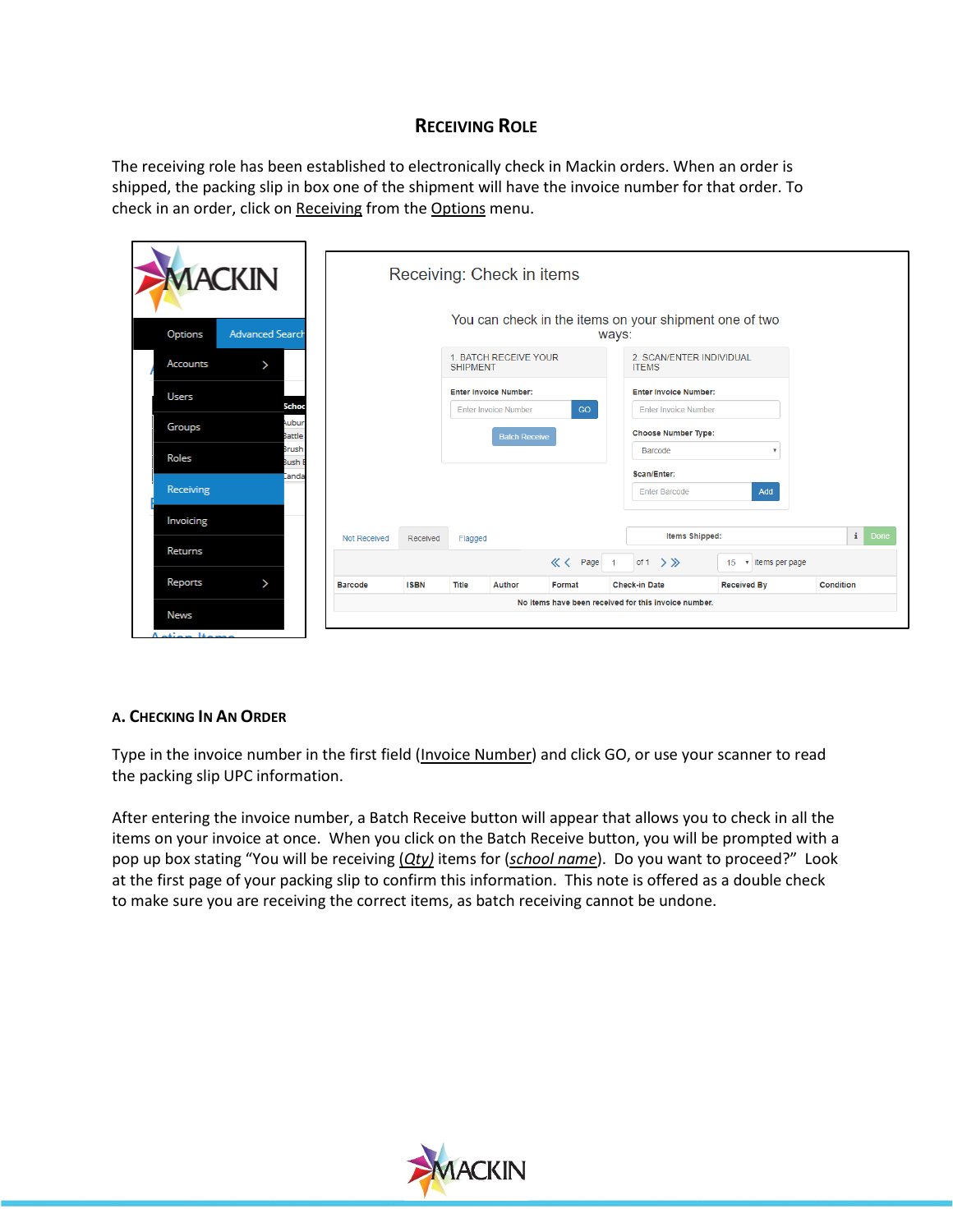## Receiving Role

The receiving role has been established to electronically check in Mackin orders. When an order is shipped, the packing slip in box one of the shipment will have the invoice number for that order. To check in an order, click on Receiving from the Options menu.

### A. Checking In An Order

Type in the invoice number in the first field (Invoice Number) and click GO, or use your scanner to read the packing slip UPC information.

After entering the invoice number, a Batch Receive button will appear that allows you to check in all the items on your invoice at once. When you click on the Batch Receive button, you will be prompted with a pop up box stating "You will be receiving *(Qty)* items for (*school name*). Do you want to proceed?" Look at the first page of your packing slip to confirm this information. This note is offered as a double check to make sure you are receiving the correct items, as batch receiving cannot be undone.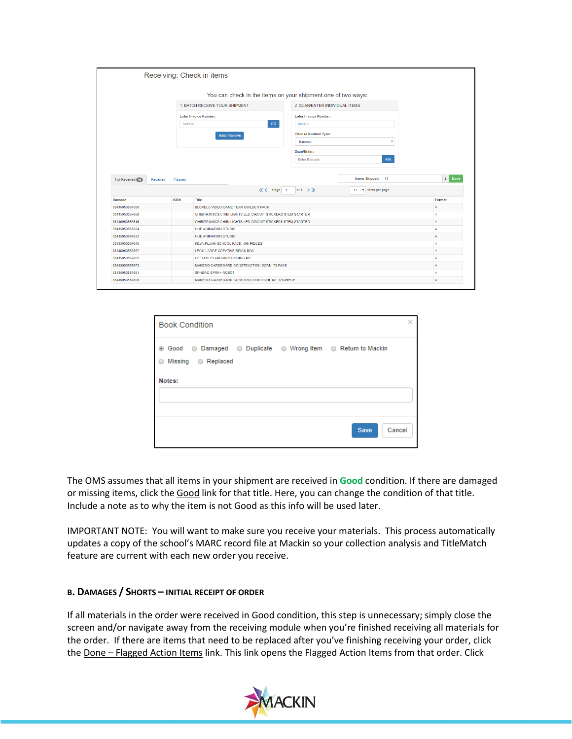Receiving: Check in items

You can check in the items on your shipment one of two ways:

1. BATCH RECEIVE YOUR SHIPMENT

Enter Invoice Number: 500706 GO

Batch Receive

2. SCAN/ENTER INDIVIDUAL ITEMS

Enter Invoice Number: 500706

Choose Number Type: Barcode

Scan/Enter: Enter Barcode Add

Not Received 11 | Received | Flagged

Items Shipped: 11 Done

Page 1 of 1 — 15 items per page

| Barcode | ISBN | Title | Format |
|---|---|---|---|
| 33435053557590 | | BLOXELS VIDEO GAME TEAM BUILDER PACK | 4 |
| 33435053557608 | | CHIBITRONICS CHIBI LIGHTS LED CIRCUIT STICKERS STEM STARTER | 4 |
| 33435053557616 | | CHIBITRONICS CHIBI LIGHTS LED CIRCUIT STICKERS STEM STARTER | 4 |
| 33435053557624 | | HUE ANIMATION STUDIO | 4 |
| 33435053557632 | | HUE ANIMATION STUDIO | 4 |
| 33435053557640 | | KEVA PLANK SCHOOL PACK, 400 PIECES | 4 |
| 33435053557657 | | LEGO LARGE CREATIVE BRICK BOX | 4 |
| 33435053557665 | | LITTLEBITS ARDUINO CODING KIT | 4 |
| 33435053557673 | | MAKEDO CARDBOARD CONSTRUCTION SCRU, 75 PACK | 4 |
| 33435053557681 | | SPHERO SPRK+ ROBOT | 4 |
| 33435053557699 | | MAKEDO CARDBOARD CONSTRUCTION TOOL KIT 120-PIECE | 4 |

Book Condition

Good | Damaged | Duplicate | Wrong Item | Return to Mackin | Missing | Replaced

Notes:

Save | Cancel

The OMS assumes that all items in your shipment are received in **Good** condition. If there are damaged or missing items, click the Good link for that title. Here, you can change the condition of that title. Include a note as to why the item is not Good as this info will be used later.

IMPORTANT NOTE: You will want to make sure you receive your materials. This process automatically updates a copy of the school's MARC record file at Mackin so your collection analysis and TitleMatch feature are current with each new order you receive.

#### B. Damages / Shorts – Initial Receipt of Order

If all materials in the order were received in Good condition, this step is unnecessary; simply close the screen and/or navigate away from the receiving module when you're finished receiving all materials for the order. If there are items that need to be replaced after you've finishing receiving your order, click the Done – Flagged Action Items link. This link opens the Flagged Action Items from that order. Click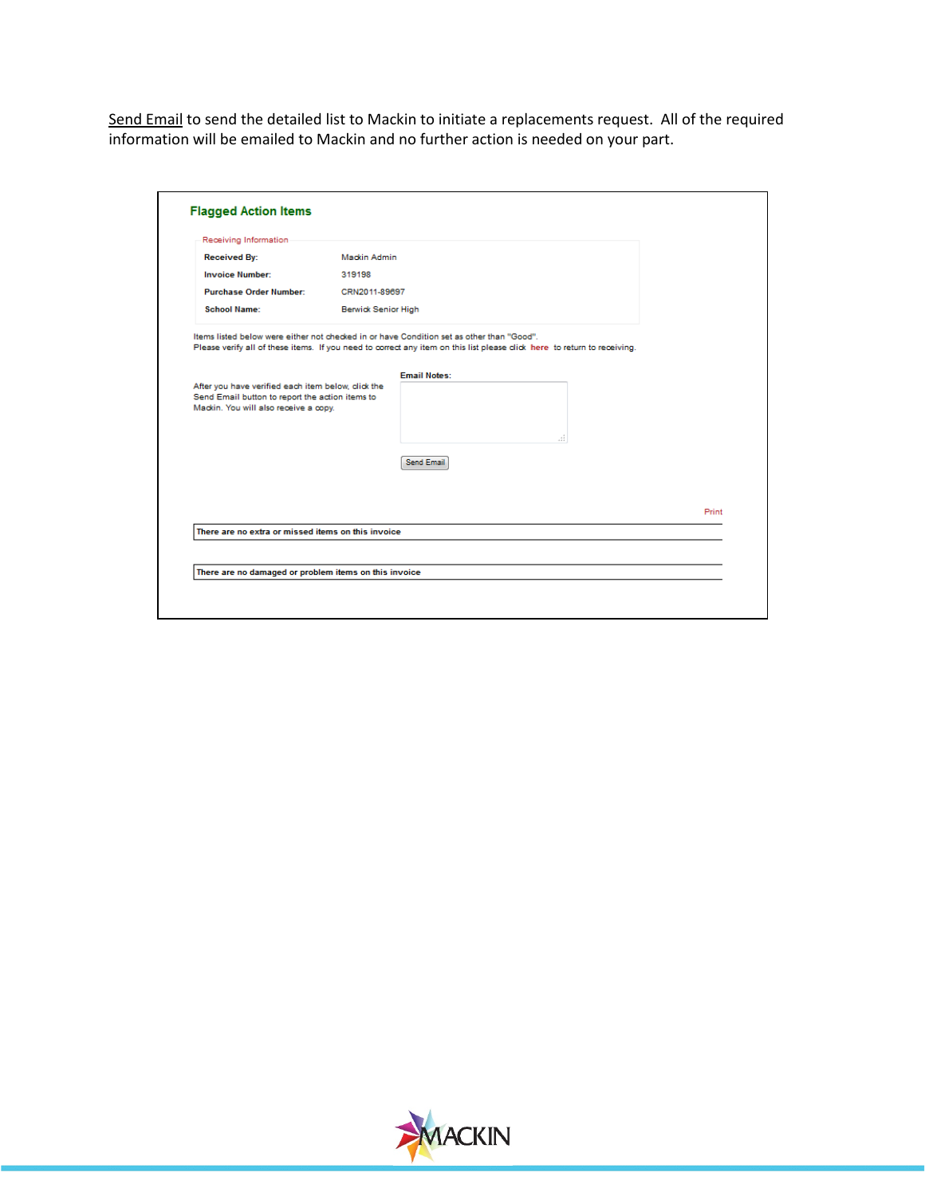Send Email to send the detailed list to Mackin to initiate a replacements request. All of the required information will be emailed to Mackin and no further action is needed on your part.

## Flagged Action Items

Receiving Information

| | |
|---|---|
| **Received By:** | Mackin Admin |
| **Invoice Number:** | 319198 |
| **Purchase Order Number:** | CRN2011-89697 |
| **School Name:** | Berwick Senior High |

Items listed below were either not checked in or have Condition set as other than "Good".
Please verify all of these items. If you need to correct any item on this list please click here to return to receiving.

After you have verified each item below, click the Send Email button to report the action items to Mackin. You will also receive a copy.

**Email Notes:**

Send Email

Print

**There are no extra or missed items on this invoice**

**There are no damaged or problem items on this invoice**